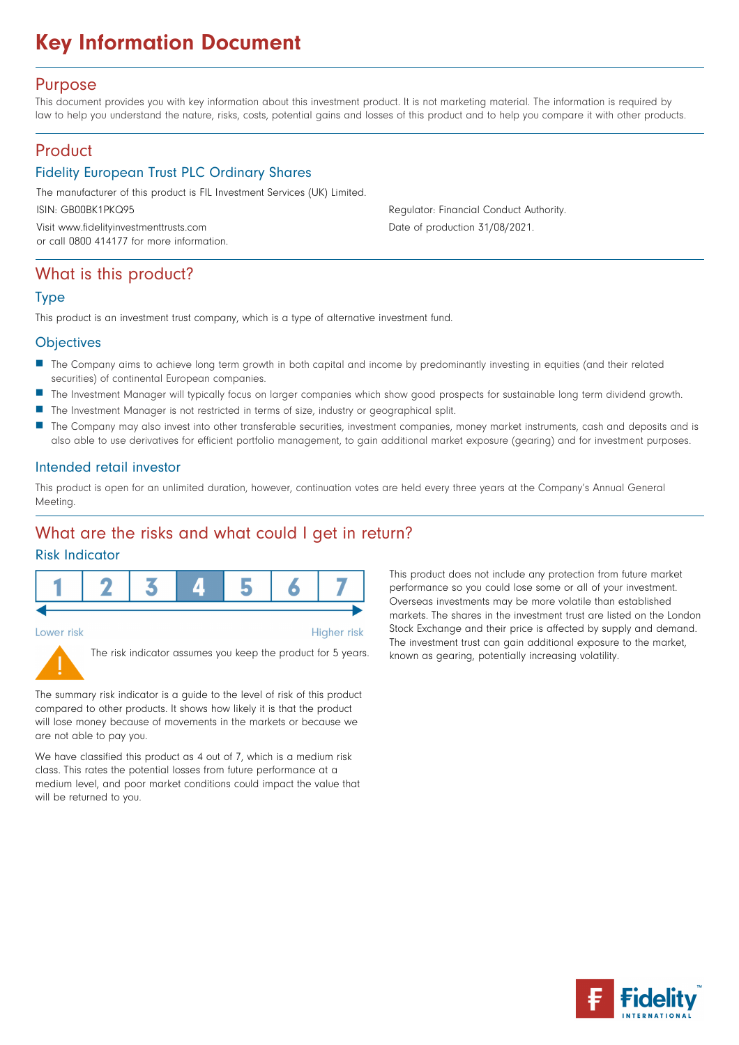# Key Information Document

## Purpose

This document provides you with key information about this investment product. It is not marketing material. The information is required by law to help you understand the nature, risks, costs, potential gains and losses of this product and to help you compare it with other products.

## Product

### Fidelity European Trust PLC Ordinary Shares

The manufacturer of this product is FIL Investment Services (UK) Limited.

ISIN: GB00BK1PKQ95

Visit www.fidelityinvestmenttrusts.com or call 0800 414177 for more information.

Regulator: Financial Conduct Authority.

Date of production 31/08/2021.

## What is this product?

### Type

This product is an investment trust company, which is a type of alternative investment fund.

### Objectives

- The Company aims to achieve long term growth in both capital and income by predominantly investing in equities (and their related securities) of continental European companies.
- The Investment Manager will typically focus on larger companies which show good prospects for sustainable long term dividend growth.
- The Investment Manager is not restricted in terms of size, industry or geographical split.
- The Company may also invest into other transferable securities, investment companies, money market instruments, cash and deposits and is also able to use derivatives for efficient portfolio management, to gain additional market exposure (gearing) and for investment purposes.

### Intended retail investor

This product is open for an unlimited duration, however, continuation votes are held every three years at the Company's Annual General Meeting.

## What are the risks and what could I get in return?

### Risk Indicator

| 1 | 2 | 3 | **4** | 5 | 6 | 7 |
|---|---|---|---|---|---|---|

Lower risk ← → Higher risk

The risk indicator assumes you keep the product for 5 years.

The summary risk indicator is a guide to the level of risk of this product compared to other products. It shows how likely it is that the product will lose money because of movements in the markets or because we are not able to pay you.

We have classified this product as 4 out of 7, which is a medium risk class. This rates the potential losses from future performance at a medium level, and poor market conditions could impact the value that will be returned to you.

This product does not include any protection from future market performance so you could lose some or all of your investment. Overseas investments may be more volatile than established markets. The shares in the investment trust are listed on the London Stock Exchange and their price is affected by supply and demand. The investment trust can gain additional exposure to the market, known as gearing, potentially increasing volatility.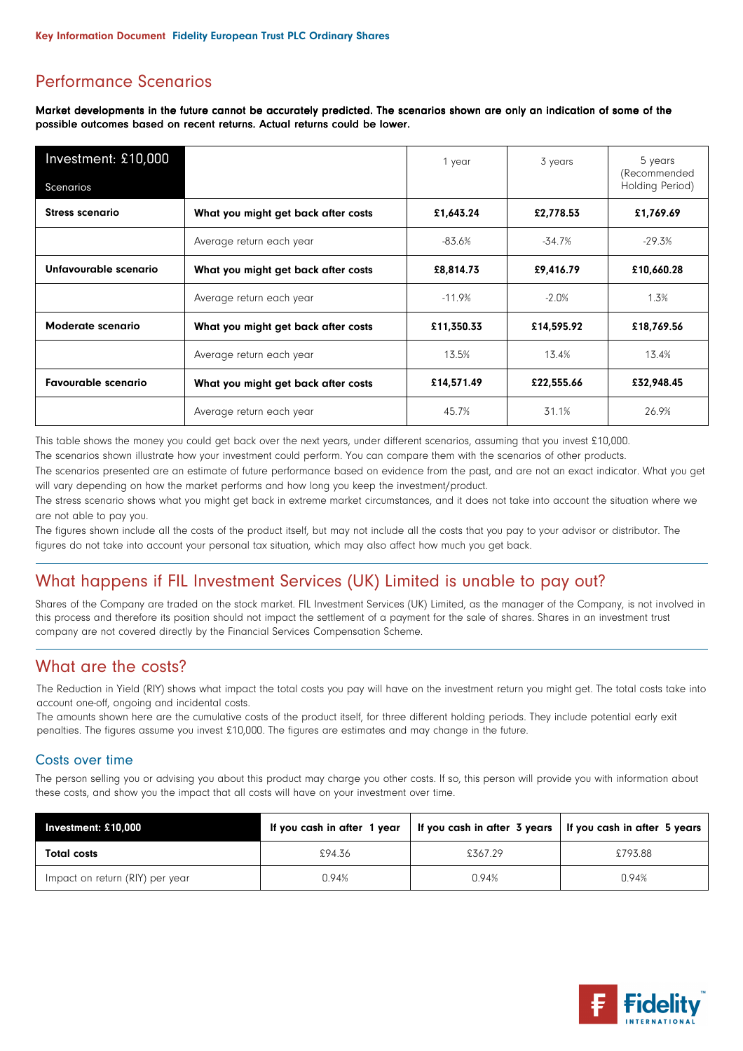## Performance Scenarios

**Market developments in the future cannot be accurately predicted. The scenarios shown are only an indication of some of the possible outcomes based on recent returns. Actual returns could be lower.**

| Investment: £10,000<br>Scenarios | | 1 year | 3 years | 5 years (Recommended Holding Period) |
|---|---|---|---|---|
| **Stress scenario** | **What you might get back after costs** | **£1,643.24** | **£2,778.53** | **£1,769.69** |
| | Average return each year | -83.6% | -34.7% | -29.3% |
| **Unfavourable scenario** | **What you might get back after costs** | **£8,814.73** | **£9,416.79** | **£10,660.28** |
| | Average return each year | -11.9% | -2.0% | 1.3% |
| **Moderate scenario** | **What you might get back after costs** | **£11,350.33** | **£14,595.92** | **£18,769.56** |
| | Average return each year | 13.5% | 13.4% | 13.4% |
| **Favourable scenario** | **What you might get back after costs** | **£14,571.49** | **£22,555.66** | **£32,948.45** |
| | Average return each year | 45.7% | 31.1% | 26.9% |

This table shows the money you could get back over the next years, under different scenarios, assuming that you invest £10,000.
The scenarios shown illustrate how your investment could perform. You can compare them with the scenarios of other products.
The scenarios presented are an estimate of future performance based on evidence from the past, and are not an exact indicator. What you get will vary depending on how the market performs and how long you keep the investment/product.
The stress scenario shows what you might get back in extreme market circumstances, and it does not take into account the situation where we are not able to pay you.
The figures shown include all the costs of the product itself, but may not include all the costs that you pay to your advisor or distributor. The figures do not take into account your personal tax situation, which may also affect how much you get back.

## What happens if FIL Investment Services (UK) Limited is unable to pay out?

Shares of the Company are traded on the stock market. FIL Investment Services (UK) Limited, as the manager of the Company, is not involved in this process and therefore its position should not impact the settlement of a payment for the sale of shares. Shares in an investment trust company are not covered directly by the Financial Services Compensation Scheme.

## What are the costs?

The Reduction in Yield (RIY) shows what impact the total costs you pay will have on the investment return you might get. The total costs take into account one-off, ongoing and incidental costs.
The amounts shown here are the cumulative costs of the product itself, for three different holding periods. They include potential early exit penalties. The figures assume you invest £10,000. The figures are estimates and may change in the future.

### Costs over time

The person selling you or advising you about this product may charge you other costs. If so, this person will provide you with information about these costs, and show you the impact that all costs will have on your investment over time.

| Investment: £10,000 | If you cash in after 1 year | If you cash in after 3 years | If you cash in after 5 years |
|---|---|---|---|
| **Total costs** | £94.36 | £367.29 | £793.88 |
| Impact on return (RIY) per year | 0.94% | 0.94% | 0.94% |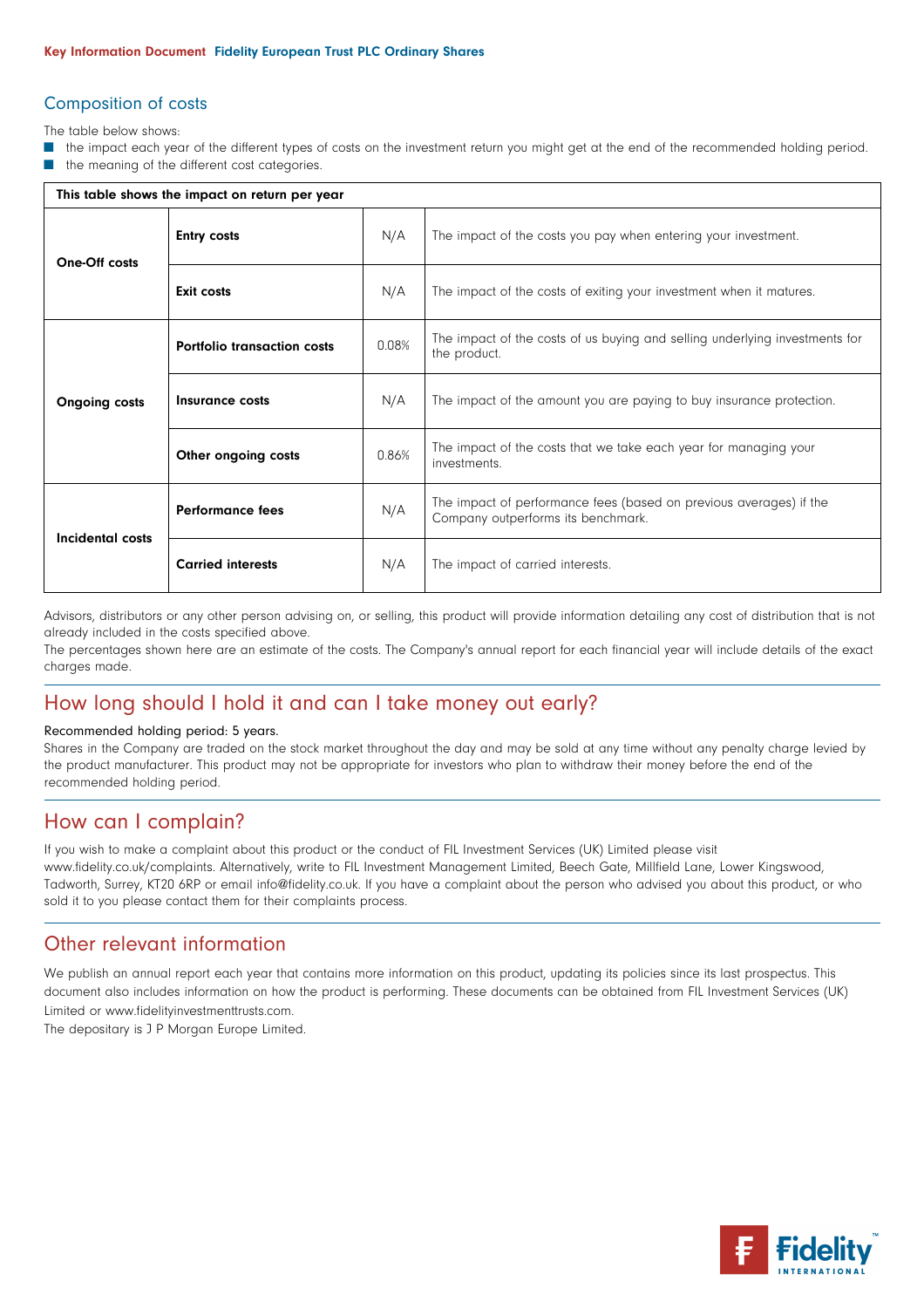## Composition of costs

The table below shows:

- the impact each year of the different types of costs on the investment return you might get at the end of the recommended holding period.
- the meaning of the different cost categories.

| This table shows the impact on return per year | | | |
|---|---|---|---|
| **One-Off costs** | **Entry costs** | N/A | The impact of the costs you pay when entering your investment. |
| | **Exit costs** | N/A | The impact of the costs of exiting your investment when it matures. |
| **Ongoing costs** | **Portfolio transaction costs** | 0.08% | The impact of the costs of us buying and selling underlying investments for the product. |
| | **Insurance costs** | N/A | The impact of the amount you are paying to buy insurance protection. |
| | **Other ongoing costs** | 0.86% | The impact of the costs that we take each year for managing your investments. |
| **Incidental costs** | **Performance fees** | N/A | The impact of performance fees (based on previous averages) if the Company outperforms its benchmark. |
| | **Carried interests** | N/A | The impact of carried interests. |

Advisors, distributors or any other person advising on, or selling, this product will provide information detailing any cost of distribution that is not already included in the costs specified above.
The percentages shown here are an estimate of the costs. The Company's annual report for each financial year will include details of the exact charges made.

## How long should I hold it and can I take money out early?

Recommended holding period: 5 years.
Shares in the Company are traded on the stock market throughout the day and may be sold at any time without any penalty charge levied by the product manufacturer. This product may not be appropriate for investors who plan to withdraw their money before the end of the recommended holding period.

## How can I complain?

If you wish to make a complaint about this product or the conduct of FIL Investment Services (UK) Limited please visit www.fidelity.co.uk/complaints. Alternatively, write to FIL Investment Management Limited, Beech Gate, Millfield Lane, Lower Kingswood, Tadworth, Surrey, KT20 6RP or email info@fidelity.co.uk. If you have a complaint about the person who advised you about this product, or who sold it to you please contact them for their complaints process.

## Other relevant information

We publish an annual report each year that contains more information on this product, updating its policies since its last prospectus. This document also includes information on how the product is performing. These documents can be obtained from FIL Investment Services (UK) Limited or www.fidelityinvestmenttrusts.com.
The depositary is J P Morgan Europe Limited.